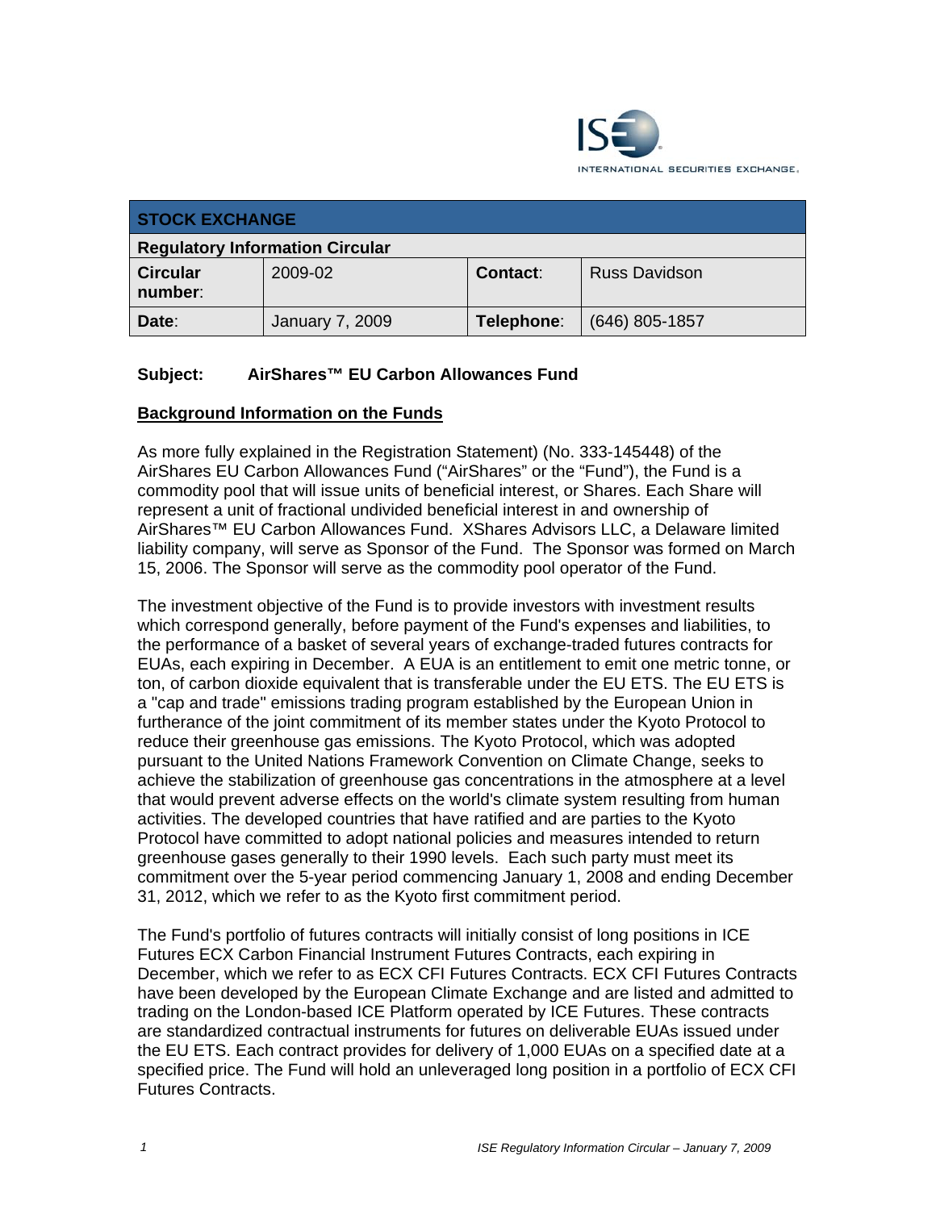INTERNATIONAL SECURITIES EXCHANGE.

| STOCK EXCHANGE | | | |
|---|---|---|---|
| **Regulatory Information Circular** | | | |
| **Circular number**: | 2009-02 | **Contact**: | Russ Davidson |
| **Date**: | January 7, 2009 | **Telephone**: | (646) 805-1857 |

**Subject: AirShares™ EU Carbon Allowances Fund**

**Background Information on the Funds**

As more fully explained in the Registration Statement) (No. 333-145448) of the AirShares EU Carbon Allowances Fund ("AirShares" or the "Fund"), the Fund is a commodity pool that will issue units of beneficial interest, or Shares. Each Share will represent a unit of fractional undivided beneficial interest in and ownership of AirShares™ EU Carbon Allowances Fund. XShares Advisors LLC, a Delaware limited liability company, will serve as Sponsor of the Fund. The Sponsor was formed on March 15, 2006. The Sponsor will serve as the commodity pool operator of the Fund.

The investment objective of the Fund is to provide investors with investment results which correspond generally, before payment of the Fund's expenses and liabilities, to the performance of a basket of several years of exchange-traded futures contracts for EUAs, each expiring in December. A EUA is an entitlement to emit one metric tonne, or ton, of carbon dioxide equivalent that is transferable under the EU ETS. The EU ETS is a "cap and trade" emissions trading program established by the European Union in furtherance of the joint commitment of its member states under the Kyoto Protocol to reduce their greenhouse gas emissions. The Kyoto Protocol, which was adopted pursuant to the United Nations Framework Convention on Climate Change, seeks to achieve the stabilization of greenhouse gas concentrations in the atmosphere at a level that would prevent adverse effects on the world's climate system resulting from human activities. The developed countries that have ratified and are parties to the Kyoto Protocol have committed to adopt national policies and measures intended to return greenhouse gases generally to their 1990 levels. Each such party must meet its commitment over the 5-year period commencing January 1, 2008 and ending December 31, 2012, which we refer to as the Kyoto first commitment period.

The Fund's portfolio of futures contracts will initially consist of long positions in ICE Futures ECX Carbon Financial Instrument Futures Contracts, each expiring in December, which we refer to as ECX CFI Futures Contracts. ECX CFI Futures Contracts have been developed by the European Climate Exchange and are listed and admitted to trading on the London-based ICE Platform operated by ICE Futures. These contracts are standardized contractual instruments for futures on deliverable EUAs issued under the EU ETS. Each contract provides for delivery of 1,000 EUAs on a specified date at a specified price. The Fund will hold an unleveraged long position in a portfolio of ECX CFI Futures Contracts.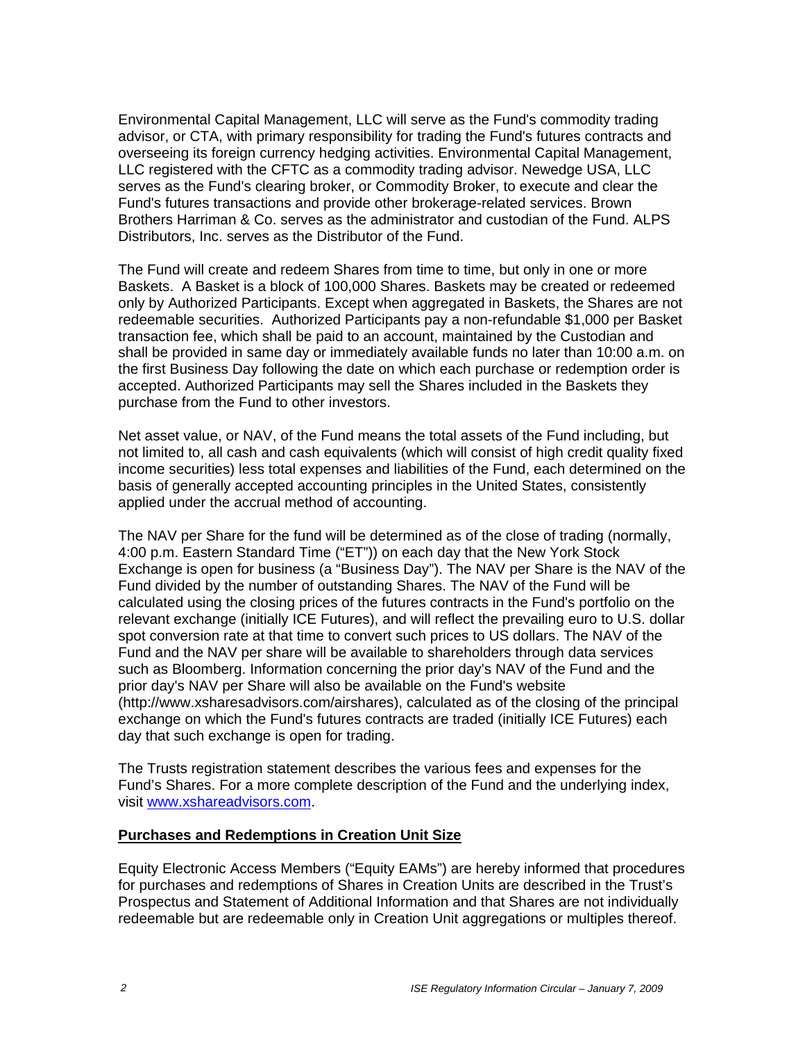Environmental Capital Management, LLC will serve as the Fund's commodity trading advisor, or CTA, with primary responsibility for trading the Fund's futures contracts and overseeing its foreign currency hedging activities. Environmental Capital Management, LLC registered with the CFTC as a commodity trading advisor. Newedge USA, LLC serves as the Fund's clearing broker, or Commodity Broker, to execute and clear the Fund's futures transactions and provide other brokerage-related services. Brown Brothers Harriman & Co. serves as the administrator and custodian of the Fund. ALPS Distributors, Inc. serves as the Distributor of the Fund.

The Fund will create and redeem Shares from time to time, but only in one or more Baskets. A Basket is a block of 100,000 Shares. Baskets may be created or redeemed only by Authorized Participants. Except when aggregated in Baskets, the Shares are not redeemable securities. Authorized Participants pay a non-refundable $1,000 per Basket transaction fee, which shall be paid to an account, maintained by the Custodian and shall be provided in same day or immediately available funds no later than 10:00 a.m. on the first Business Day following the date on which each purchase or redemption order is accepted. Authorized Participants may sell the Shares included in the Baskets they purchase from the Fund to other investors.

Net asset value, or NAV, of the Fund means the total assets of the Fund including, but not limited to, all cash and cash equivalents (which will consist of high credit quality fixed income securities) less total expenses and liabilities of the Fund, each determined on the basis of generally accepted accounting principles in the United States, consistently applied under the accrual method of accounting.

The NAV per Share for the fund will be determined as of the close of trading (normally, 4:00 p.m. Eastern Standard Time ("ET")) on each day that the New York Stock Exchange is open for business (a "Business Day"). The NAV per Share is the NAV of the Fund divided by the number of outstanding Shares. The NAV of the Fund will be calculated using the closing prices of the futures contracts in the Fund's portfolio on the relevant exchange (initially ICE Futures), and will reflect the prevailing euro to U.S. dollar spot conversion rate at that time to convert such prices to US dollars. The NAV of the Fund and the NAV per share will be available to shareholders through data services such as Bloomberg. Information concerning the prior day's NAV of the Fund and the prior day's NAV per Share will also be available on the Fund's website (http://www.xsharesadvisors.com/airshares), calculated as of the closing of the principal exchange on which the Fund's futures contracts are traded (initially ICE Futures) each day that such exchange is open for trading.

The Trusts registration statement describes the various fees and expenses for the Fund's Shares. For a more complete description of the Fund and the underlying index, visit www.xshareadvisors.com.

**Purchases and Redemptions in Creation Unit Size**

Equity Electronic Access Members ("Equity EAMs") are hereby informed that procedures for purchases and redemptions of Shares in Creation Units are described in the Trust's Prospectus and Statement of Additional Information and that Shares are not individually redeemable but are redeemable only in Creation Unit aggregations or multiples thereof.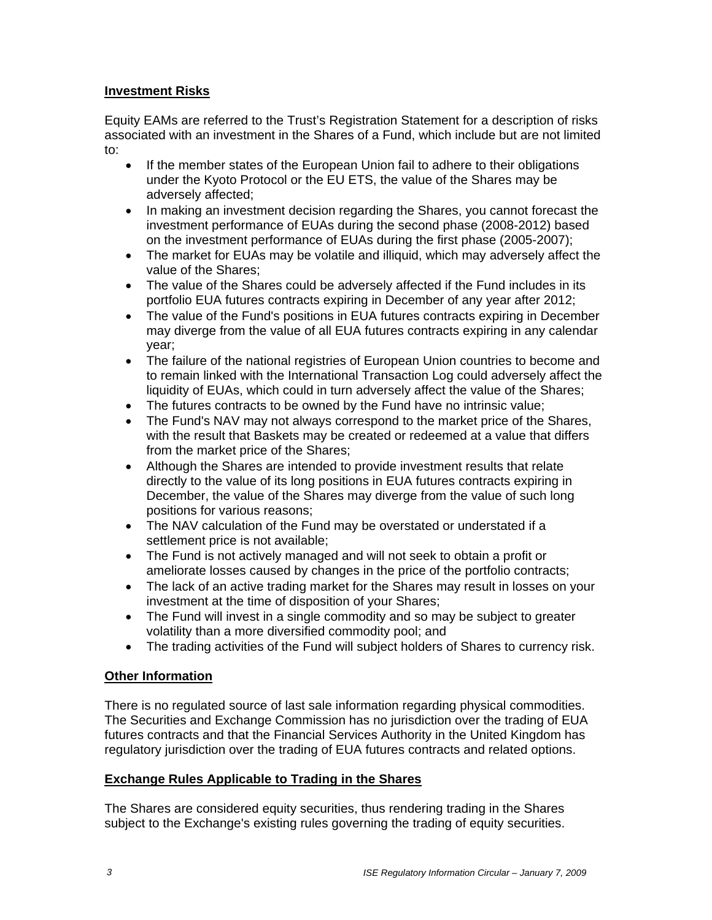## Investment Risks

Equity EAMs are referred to the Trust's Registration Statement for a description of risks associated with an investment in the Shares of a Fund, which include but are not limited to:

- If the member states of the European Union fail to adhere to their obligations under the Kyoto Protocol or the EU ETS, the value of the Shares may be adversely affected;
- In making an investment decision regarding the Shares, you cannot forecast the investment performance of EUAs during the second phase (2008-2012) based on the investment performance of EUAs during the first phase (2005-2007);
- The market for EUAs may be volatile and illiquid, which may adversely affect the value of the Shares;
- The value of the Shares could be adversely affected if the Fund includes in its portfolio EUA futures contracts expiring in December of any year after 2012;
- The value of the Fund's positions in EUA futures contracts expiring in December may diverge from the value of all EUA futures contracts expiring in any calendar year;
- The failure of the national registries of European Union countries to become and to remain linked with the International Transaction Log could adversely affect the liquidity of EUAs, which could in turn adversely affect the value of the Shares;
- The futures contracts to be owned by the Fund have no intrinsic value;
- The Fund's NAV may not always correspond to the market price of the Shares, with the result that Baskets may be created or redeemed at a value that differs from the market price of the Shares;
- Although the Shares are intended to provide investment results that relate directly to the value of its long positions in EUA futures contracts expiring in December, the value of the Shares may diverge from the value of such long positions for various reasons;
- The NAV calculation of the Fund may be overstated or understated if a settlement price is not available;
- The Fund is not actively managed and will not seek to obtain a profit or ameliorate losses caused by changes in the price of the portfolio contracts;
- The lack of an active trading market for the Shares may result in losses on your investment at the time of disposition of your Shares;
- The Fund will invest in a single commodity and so may be subject to greater volatility than a more diversified commodity pool; and
- The trading activities of the Fund will subject holders of Shares to currency risk.

## Other Information

There is no regulated source of last sale information regarding physical commodities. The Securities and Exchange Commission has no jurisdiction over the trading of EUA futures contracts and that the Financial Services Authority in the United Kingdom has regulatory jurisdiction over the trading of EUA futures contracts and related options.

## Exchange Rules Applicable to Trading in the Shares

The Shares are considered equity securities, thus rendering trading in the Shares subject to the Exchange's existing rules governing the trading of equity securities.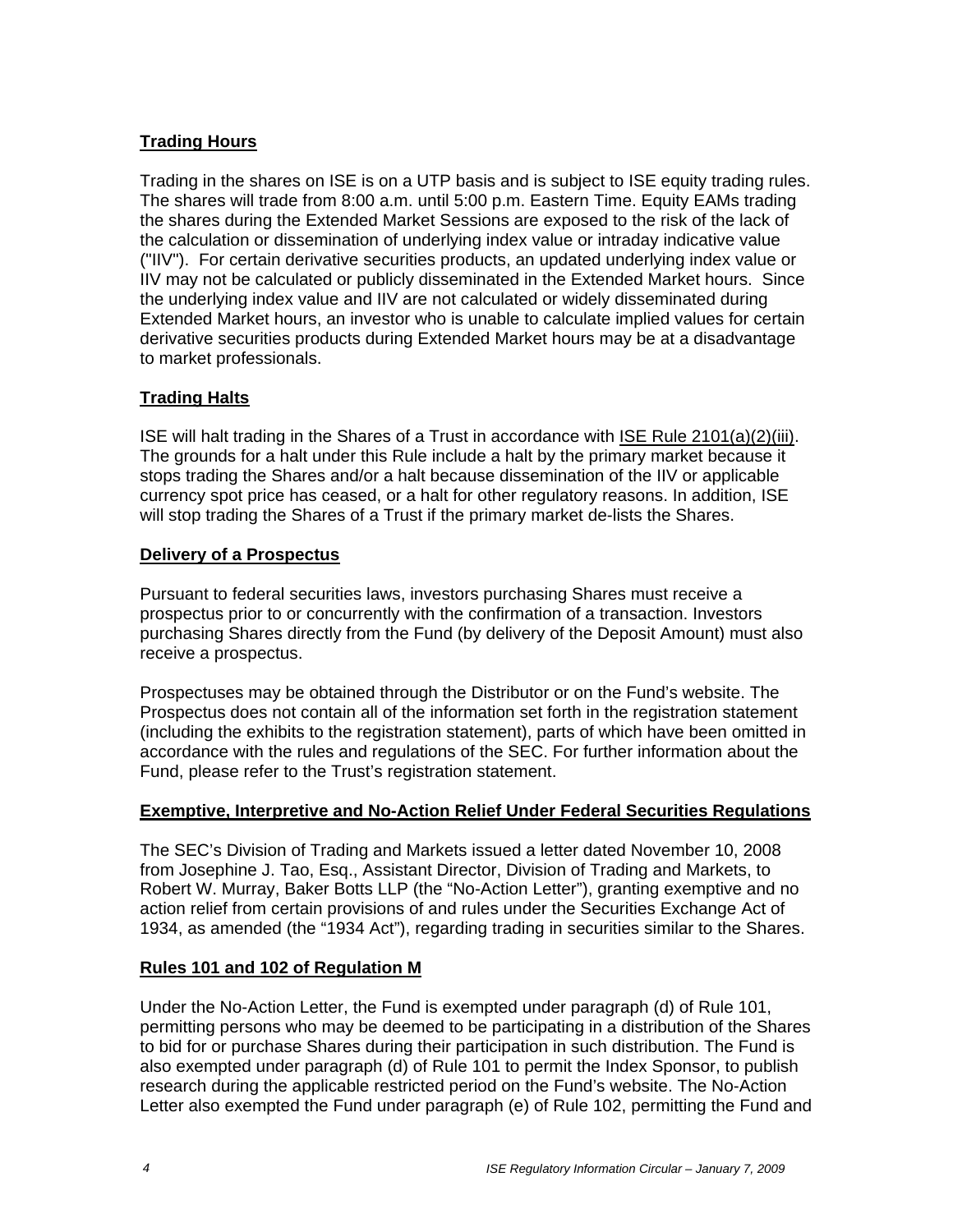## Trading Hours

Trading in the shares on ISE is on a UTP basis and is subject to ISE equity trading rules. The shares will trade from 8:00 a.m. until 5:00 p.m. Eastern Time. Equity EAMs trading the shares during the Extended Market Sessions are exposed to the risk of the lack of the calculation or dissemination of underlying index value or intraday indicative value ("IIV"). For certain derivative securities products, an updated underlying index value or IIV may not be calculated or publicly disseminated in the Extended Market hours. Since the underlying index value and IIV are not calculated or widely disseminated during Extended Market hours, an investor who is unable to calculate implied values for certain derivative securities products during Extended Market hours may be at a disadvantage to market professionals.

## Trading Halts

ISE will halt trading in the Shares of a Trust in accordance with ISE Rule 2101(a)(2)(iii). The grounds for a halt under this Rule include a halt by the primary market because it stops trading the Shares and/or a halt because dissemination of the IIV or applicable currency spot price has ceased, or a halt for other regulatory reasons. In addition, ISE will stop trading the Shares of a Trust if the primary market de-lists the Shares.

## Delivery of a Prospectus

Pursuant to federal securities laws, investors purchasing Shares must receive a prospectus prior to or concurrently with the confirmation of a transaction. Investors purchasing Shares directly from the Fund (by delivery of the Deposit Amount) must also receive a prospectus.

Prospectuses may be obtained through the Distributor or on the Fund's website. The Prospectus does not contain all of the information set forth in the registration statement (including the exhibits to the registration statement), parts of which have been omitted in accordance with the rules and regulations of the SEC. For further information about the Fund, please refer to the Trust's registration statement.

## Exemptive, Interpretive and No-Action Relief Under Federal Securities Regulations

The SEC's Division of Trading and Markets issued a letter dated November 10, 2008 from Josephine J. Tao, Esq., Assistant Director, Division of Trading and Markets, to Robert W. Murray, Baker Botts LLP (the "No-Action Letter"), granting exemptive and no action relief from certain provisions of and rules under the Securities Exchange Act of 1934, as amended (the "1934 Act"), regarding trading in securities similar to the Shares.

## Rules 101 and 102 of Regulation M

Under the No-Action Letter, the Fund is exempted under paragraph (d) of Rule 101, permitting persons who may be deemed to be participating in a distribution of the Shares to bid for or purchase Shares during their participation in such distribution. The Fund is also exempted under paragraph (d) of Rule 101 to permit the Index Sponsor, to publish research during the applicable restricted period on the Fund's website. The No-Action Letter also exempted the Fund under paragraph (e) of Rule 102, permitting the Fund and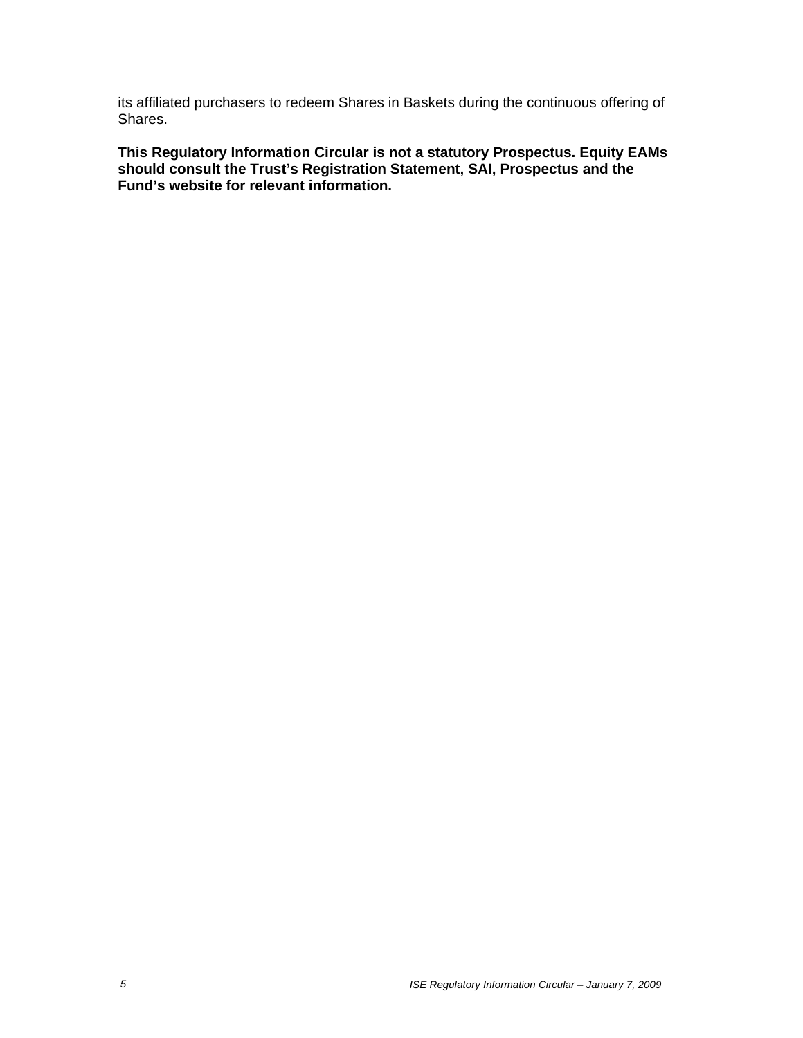its affiliated purchasers to redeem Shares in Baskets during the continuous offering of Shares.

**This Regulatory Information Circular is not a statutory Prospectus. Equity EAMs should consult the Trust's Registration Statement, SAI, Prospectus and the Fund's website for relevant information.**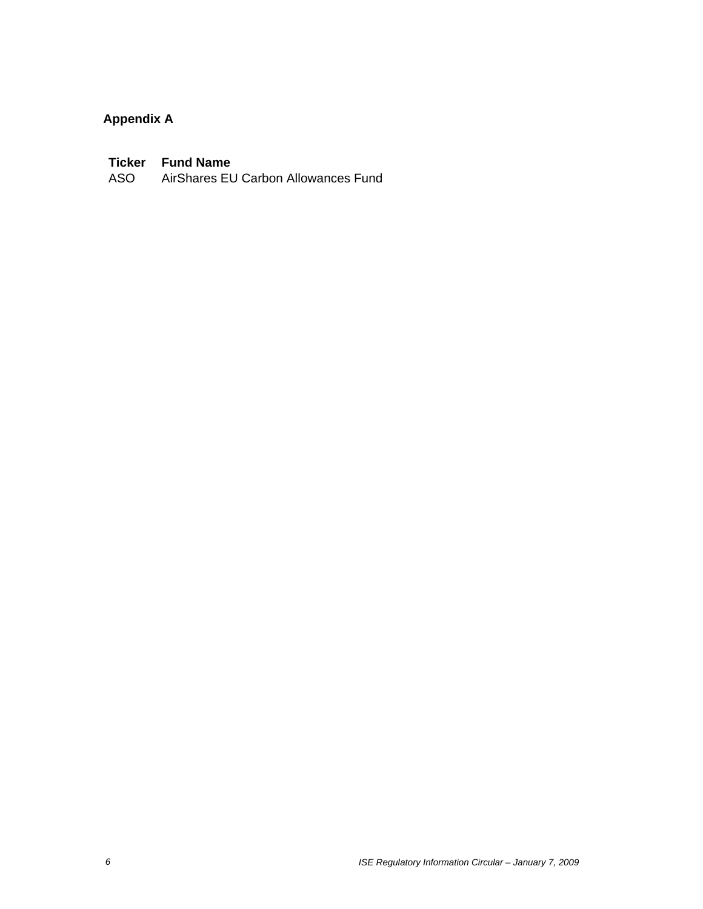## Appendix A

| Ticker | Fund Name |
| --- | --- |
| ASO | AirShares EU Carbon Allowances Fund |